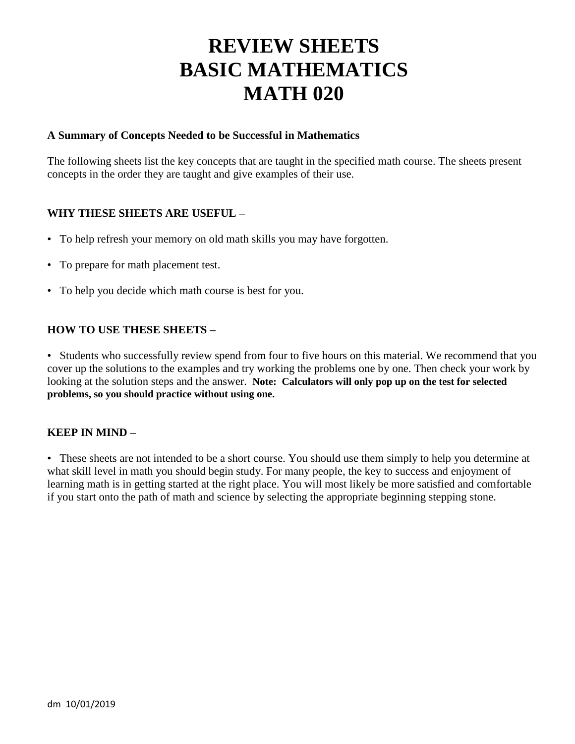# REVIEW SHEETS
# BASIC MATHEMATICS
# MATH 020

**A Summary of Concepts Needed to be Successful in Mathematics**

The following sheets list the key concepts that are taught in the specified math course. The sheets present concepts in the order they are taught and give examples of their use.

**WHY THESE SHEETS ARE USEFUL –**

- To help refresh your memory on old math skills you may have forgotten.
- To prepare for math placement test.
- To help you decide which math course is best for you.

**HOW TO USE THESE SHEETS –**

- Students who successfully review spend from four to five hours on this material. We recommend that you cover up the solutions to the examples and try working the problems one by one. Then check your work by looking at the solution steps and the answer. **Note: Calculators will only pop up on the test for selected problems, so you should practice without using one.**

**KEEP IN MIND –**

- These sheets are not intended to be a short course. You should use them simply to help you determine at what skill level in math you should begin study. For many people, the key to success and enjoyment of learning math is in getting started at the right place. You will most likely be more satisfied and comfortable if you start onto the path of math and science by selecting the appropriate beginning stepping stone.

dm 10/01/2019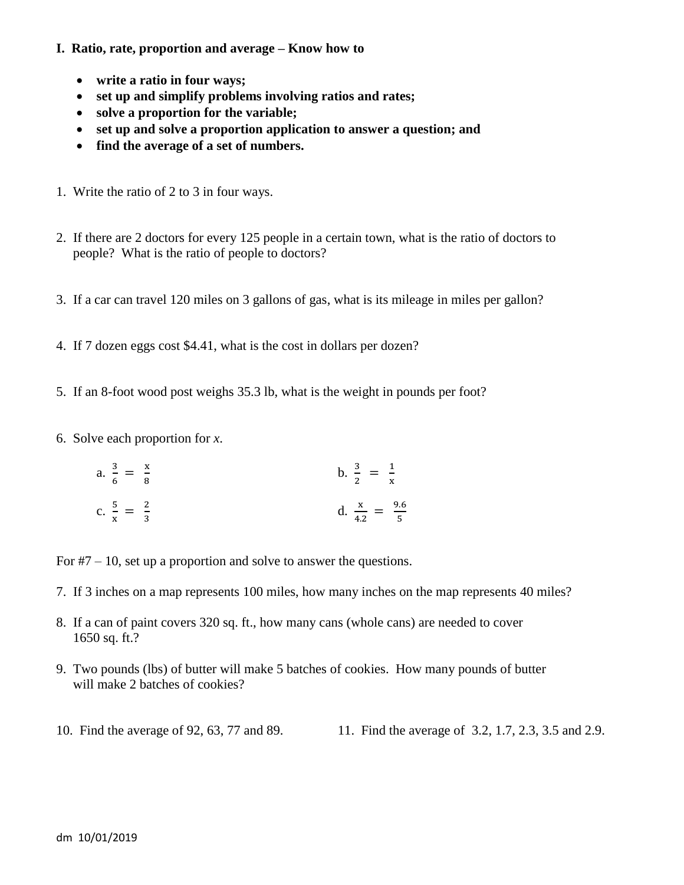**I. Ratio, rate, proportion and average – Know how to**

- **write a ratio in four ways;**
- **set up and simplify problems involving ratios and rates;**
- **solve a proportion for the variable;**
- **set up and solve a proportion application to answer a question; and**
- **find the average of a set of numbers.**

1. Write the ratio of 2 to 3 in four ways.

2. If there are 2 doctors for every 125 people in a certain town, what is the ratio of doctors to people? What is the ratio of people to doctors?

3. If a car can travel 120 miles on 3 gallons of gas, what is its mileage in miles per gallon?

4. If 7 dozen eggs cost $4.41, what is the cost in dollars per dozen?

5. If an 8-foot wood post weighs 35.3 lb, what is the weight in pounds per foot?

6. Solve each proportion for *x*.

   a. $\frac{3}{6} = \frac{x}{8}$

   b. $\frac{3}{2} = \frac{1}{x}$

   c. $\frac{5}{x} = \frac{2}{3}$

   d. $\frac{x}{4.2} = \frac{9.6}{5}$

For #7 – 10, set up a proportion and solve to answer the questions.

7. If 3 inches on a map represents 100 miles, how many inches on the map represents 40 miles?

8. If a can of paint covers 320 sq. ft., how many cans (whole cans) are needed to cover 1650 sq. ft.?

9. Two pounds (lbs) of butter will make 5 batches of cookies. How many pounds of butter will make 2 batches of cookies?

10. Find the average of 92, 63, 77 and 89.

11. Find the average of 3.2, 1.7, 2.3, 3.5 and 2.9.

dm 10/01/2019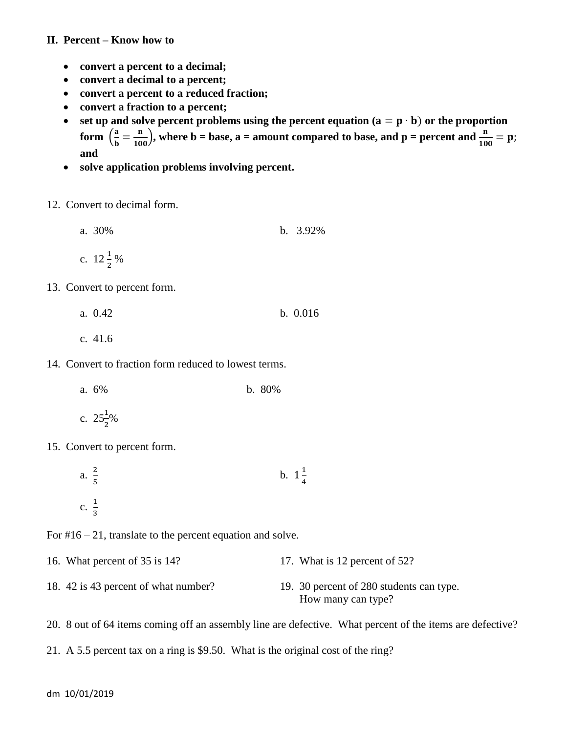## II. Percent – Know how to

- **convert a percent to a decimal;**
- **convert a decimal to a percent;**
- **convert a percent to a reduced fraction;**
- **convert a fraction to a percent;**
- **set up and solve percent problems using the percent equation ($\mathbf{a = p \cdot b}$) or the proportion form $\left(\frac{\mathbf{a}}{\mathbf{b}} = \frac{\mathbf{n}}{\mathbf{100}}\right)$, where b = base, a = amount compared to base, and p = percent and $\frac{\mathbf{n}}{\mathbf{100}} = \mathbf{p}$; and**
- **solve application problems involving percent.**

12. Convert to decimal form.

    a. 30%  
    b. 3.92%  
    c. $12\frac{1}{2}$%

13. Convert to percent form.

    a. 0.42  
    b. 0.016  
    c. 41.6

14. Convert to fraction form reduced to lowest terms.

    a. 6%  
    b. 80%  
    c. $25\frac{1}{2}$%

15. Convert to percent form.

    a. $\frac{2}{5}$  
    b. $1\frac{1}{4}$  
    c. $\frac{1}{3}$

For #16 – 21, translate to the percent equation and solve.

16. What percent of 35 is 14?

17. What is 12 percent of 52?

18. 42 is 43 percent of what number?

19. 30 percent of 280 students can type. How many can type?

20. 8 out of 64 items coming off an assembly line are defective. What percent of the items are defective?

21. A 5.5 percent tax on a ring is \$9.50. What is the original cost of the ring?

dm 10/01/2019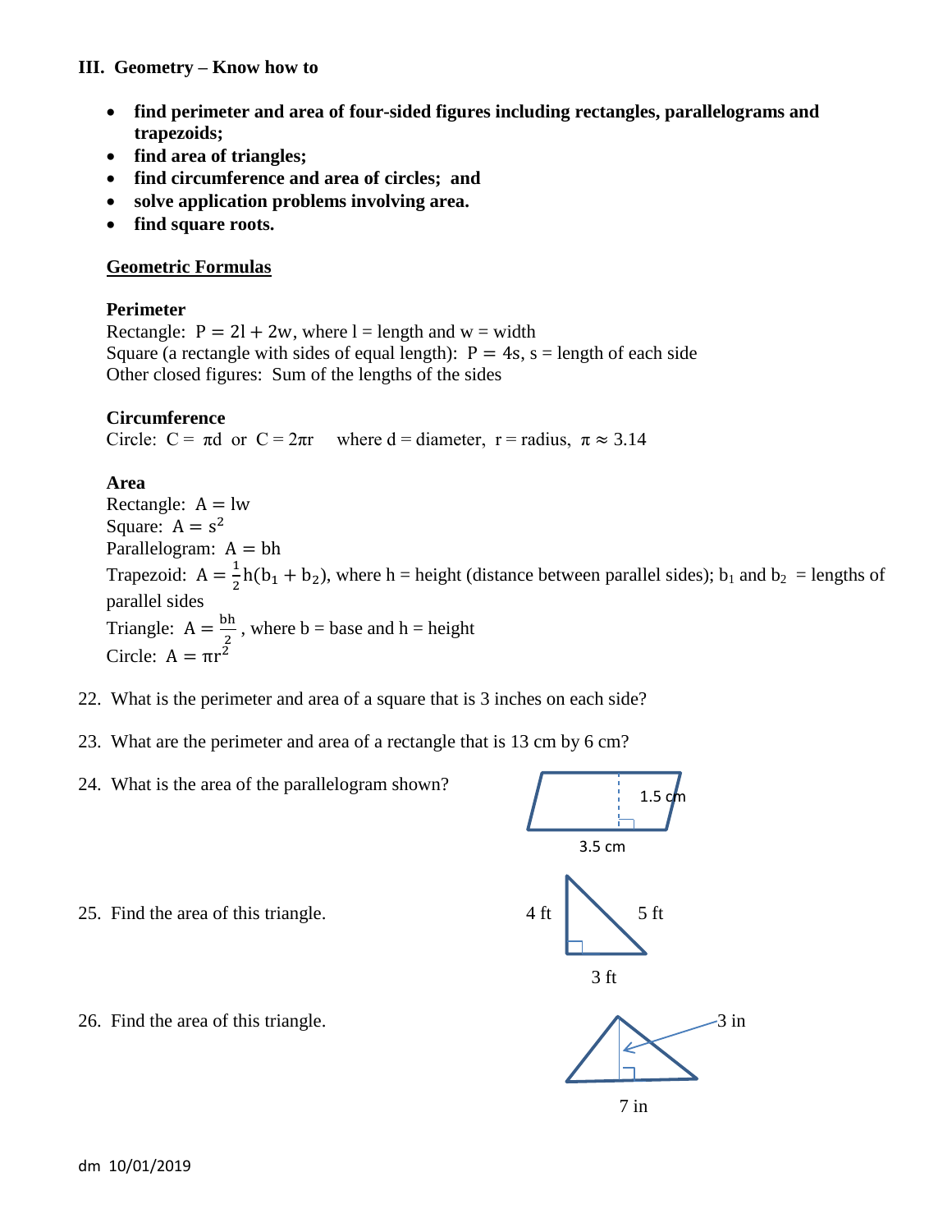**III. Geometry – Know how to**

- **find perimeter and area of four-sided figures including rectangles, parallelograms and trapezoids;**
- **find area of triangles;**
- **find circumference and area of circles; and**
- **solve application problems involving area.**
- **find square roots.**

**Geometric Formulas**

**Perimeter**

Rectangle: $P = 2l + 2w$, where l = length and w = width

Square (a rectangle with sides of equal length): $P = 4s$, s = length of each side

Other closed figures: Sum of the lengths of the sides

**Circumference**

Circle: $C = \pi d$ or $C = 2\pi r$ where d = diameter, r = radius, $\pi \approx 3.14$

**Area**

Rectangle: $A = lw$

Square: $A = s^2$

Parallelogram: $A = bh$

Trapezoid: $A = \frac{1}{2}h(b_1 + b_2)$, where h = height (distance between parallel sides); $b_1$ and $b_2$ = lengths of parallel sides

Triangle: $A = \frac{bh}{2}$, where b = base and h = height

Circle: $A = \pi r^2$

22. What is the perimeter and area of a square that is 3 inches on each side?

23. What are the perimeter and area of a rectangle that is 13 cm by 6 cm?

24. What is the area of the parallelogram shown?

1.5 cm

3.5 cm

25. Find the area of this triangle.

4 ft 5 ft

3 ft

26. Find the area of this triangle.

3 in

7 in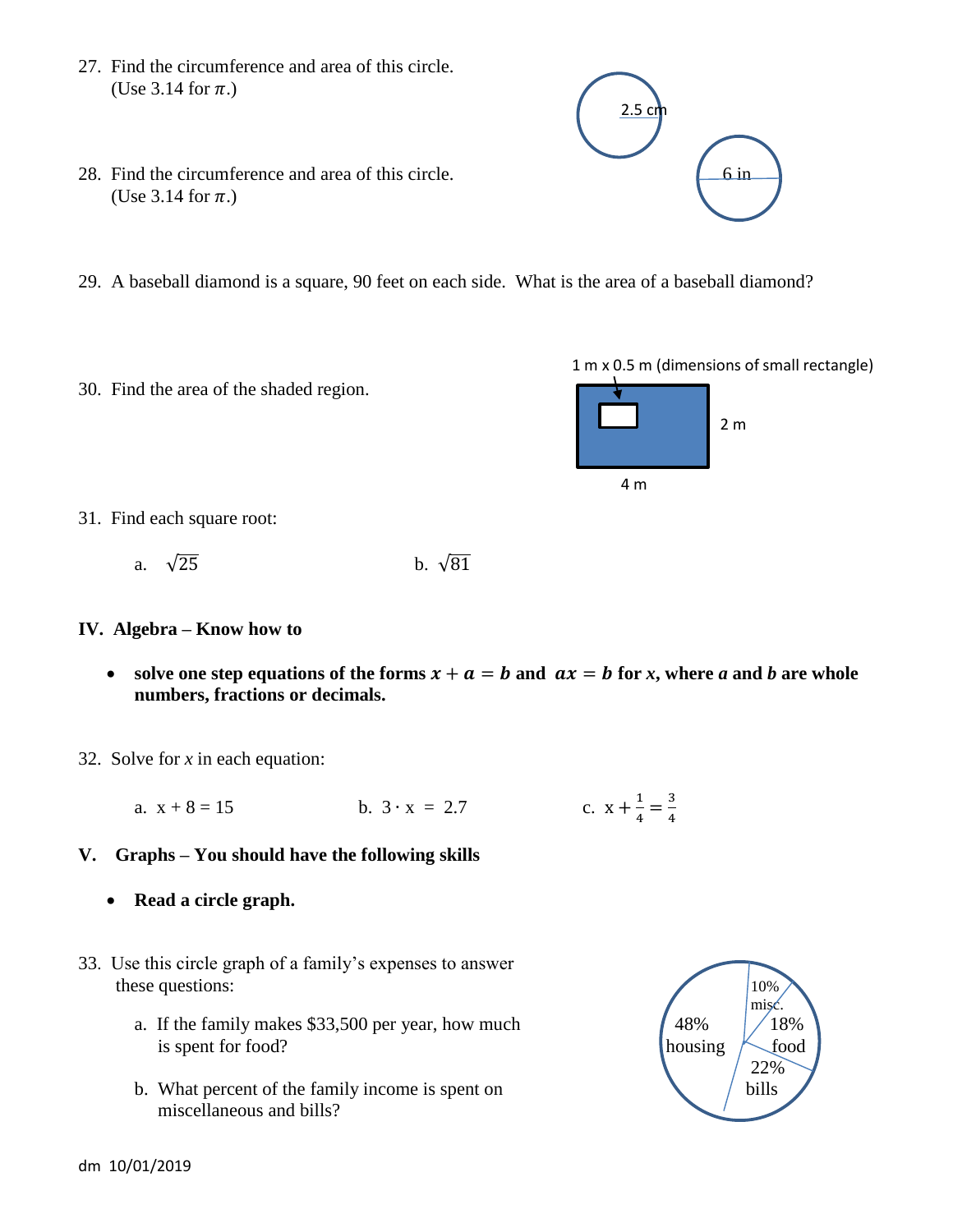27. Find the circumference and area of this circle. (Use 3.14 for $\pi$.)

2.5 cm

28. Find the circumference and area of this circle. (Use 3.14 for $\pi$.)

6 in

29. A baseball diamond is a square, 90 feet on each side. What is the area of a baseball diamond?

30. Find the area of the shaded region.

1 m x 0.5 m (dimensions of small rectangle)

2 m

4 m

31. Find each square root:

   a. $\sqrt{25}$ b. $\sqrt{81}$

**IV. Algebra – Know how to**

- **solve one step equations of the forms $x + a = b$ and $ax = b$ for $x$, where $a$ and $b$ are whole numbers, fractions or decimals.**

32. Solve for $x$ in each equation:

   a. $x + 8 = 15$ b. $3 \cdot x = 2.7$ c. $x + \frac{1}{4} = \frac{3}{4}$

**V. Graphs – You should have the following skills**

- **Read a circle graph.**

33. Use this circle graph of a family's expenses to answer these questions:

   a. If the family makes $33,500 per year, how much is spent for food?

   b. What percent of the family income is spent on miscellaneous and bills?

10% misc.

18% food

22% bills

48% housing

dm 10/01/2019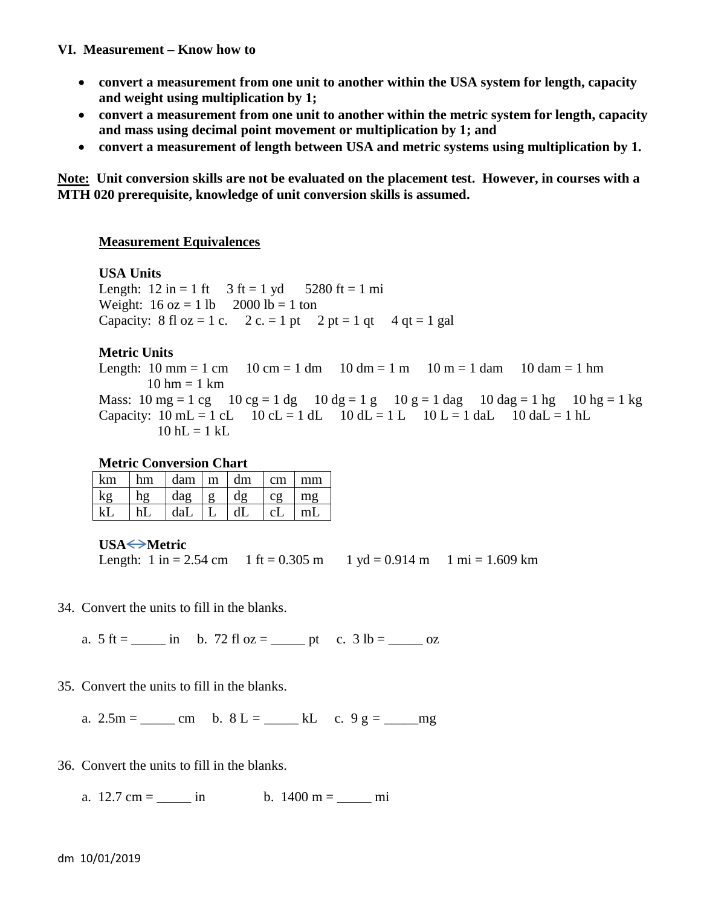## VI. Measurement – Know how to

- **convert a measurement from one unit to another within the USA system for length, capacity and weight using multiplication by 1;**
- **convert a measurement from one unit to another within the metric system for length, capacity and mass using decimal point movement or multiplication by 1; and**
- **convert a measurement of length between USA and metric systems using multiplication by 1.**

**Note: Unit conversion skills are not be evaluated on the placement test. However, in courses with a MTH 020 prerequisite, knowledge of unit conversion skills is assumed.**

### Measurement Equivalences

**USA Units**

Length: 12 in = 1 ft  3 ft = 1 yd  5280 ft = 1 mi

Weight: 16 oz = 1 lb  2000 lb = 1 ton

Capacity: 8 fl oz = 1 c.  2 c. = 1 pt  2 pt = 1 qt  4 qt = 1 gal

**Metric Units**

Length: 10 mm = 1 cm  10 cm = 1 dm  10 dm = 1 m  10 m = 1 dam  10 dam = 1 hm  10 hm = 1 km

Mass: 10 mg = 1 cg  10 cg = 1 dg  10 dg = 1 g  10 g = 1 dag  10 dag = 1 hg  10 hg = 1 kg

Capacity: 10 mL = 1 cL  10 cL = 1 dL  10 dL = 1 L  10 L = 1 daL  10 daL = 1 hL  10 hL = 1 kL

**Metric Conversion Chart**

| km | hm | dam | m | dm | cm | mm |
|---|---|---|---|---|---|---|
| kg | hg | dag | g | dg | cg | mg |
| kL | hL | daL | L | dL | cL | mL |

**USA⇔Metric**

Length: 1 in = 2.54 cm  1 ft = 0.305 m  1 yd = 0.914 m  1 mi = 1.609 km

34. Convert the units to fill in the blanks.

    a. 5 ft = _____ in  b. 72 fl oz = _____ pt  c. 3 lb = _____ oz

35. Convert the units to fill in the blanks.

    a. 2.5m = _____ cm  b. 8 L = _____ kL  c. 9 g = _____mg

36. Convert the units to fill in the blanks.

    a. 12.7 cm = _____ in  b. 1400 m = _____ mi

dm 10/01/2019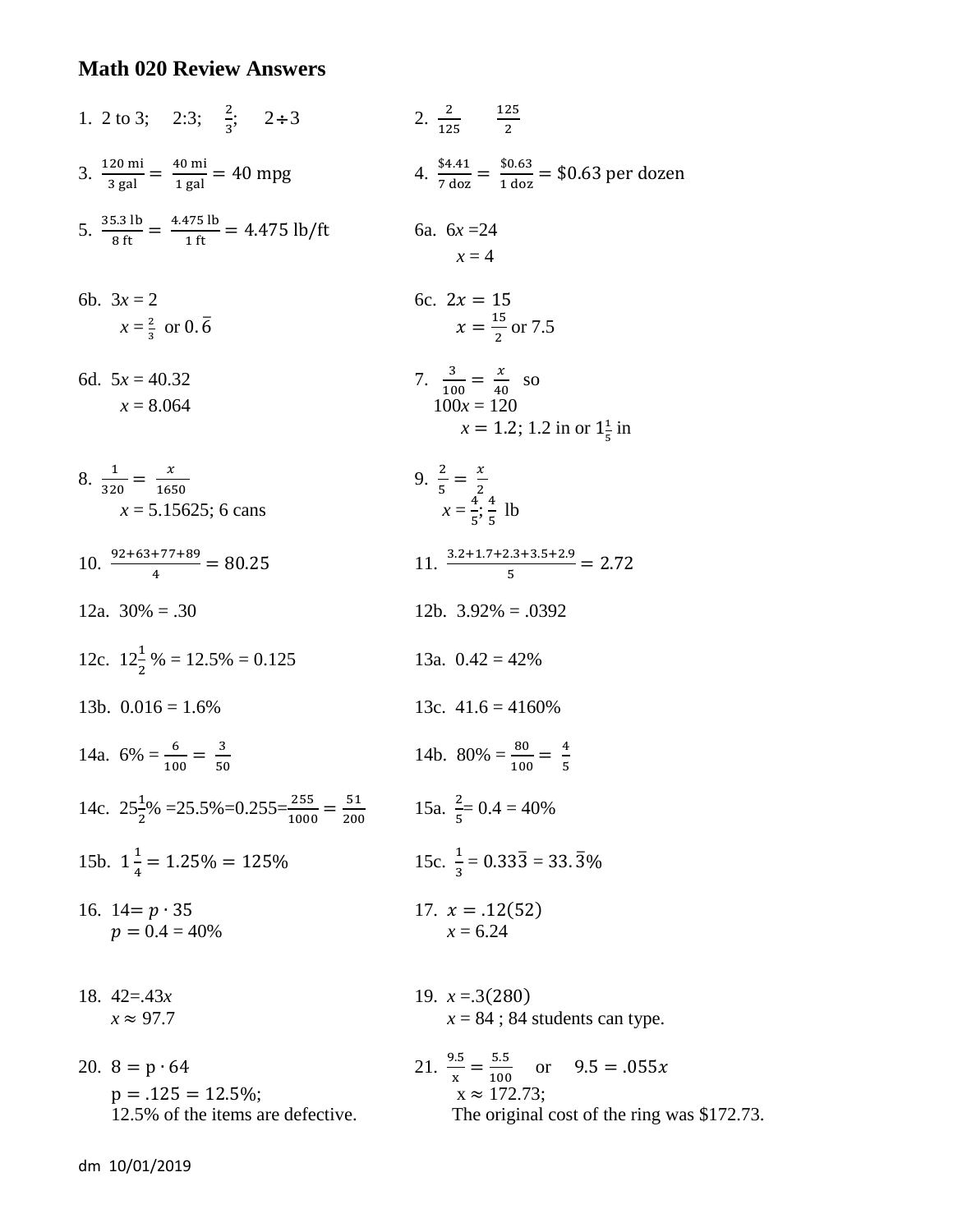# Math 020 Review Answers

1. 2 to 3; 2:3; $\frac{2}{3}$; $2 \div 3$

2. $\frac{2}{125}$ $\frac{125}{2}$

3. $\frac{120 \text{ mi}}{3 \text{ gal}} = \frac{40 \text{ mi}}{1 \text{ gal}} = 40$ mpg

4. $\frac{\$4.41}{7 \text{ doz}} = \frac{\$0.63}{1 \text{ doz}} = \$0.63$ per dozen

5. $\frac{35.3 \text{ lb}}{8 \text{ ft}} = \frac{4.475 \text{ lb}}{1 \text{ ft}} = 4.475$ lb/ft

6a. $6x = 24$
$x = 4$

6b. $3x = 2$
$x = \frac{2}{3}$ or $0.\overline{6}$

6c. $2x = 15$
$x = \frac{15}{2}$ or 7.5

6d. $5x = 40.32$
$x = 8.064$

7. $\frac{3}{100} = \frac{x}{40}$ so
$100x = 120$
$x = 1.2$; 1.2 in or $1\frac{1}{5}$ in

8. $\frac{1}{320} = \frac{x}{1650}$
$x = 5.15625$; 6 cans

9. $\frac{2}{5} = \frac{x}{2}$
$x = \frac{4}{5}$; $\frac{4}{5}$ lb

10. $\frac{92+63+77+89}{4} = 80.25$

11. $\frac{3.2+1.7+2.3+3.5+2.9}{5} = 2.72$

12a. 30% = .30

12b. 3.92% = .0392

12c. $12\frac{1}{2}$ % = 12.5% = 0.125

13a. 0.42 = 42%

13b. 0.016 = 1.6%

13c. 41.6 = 4160%

14a. 6% = $\frac{6}{100} = \frac{3}{50}$

14b. 80% = $\frac{80}{100} = \frac{4}{5}$

14c. $25\frac{1}{2}$% =25.5%=0.255=$\frac{255}{1000} = \frac{51}{200}$

15a. $\frac{2}{5}$= 0.4 = 40%

15b. $1\frac{1}{4} = 1.25\% = 125\%$

15c. $\frac{1}{3} = 0.33\overline{3} = 33.\overline{3}\%$

16. $14 = p \cdot 35$
$p = 0.4 = 40\%$

17. $x = .12(52)$
$x = 6.24$

18. $42 = .43x$
$x \approx 97.7$

19. $x = .3(280)$
$x = 84$ ; 84 students can type.

20. $8 = \text{p} \cdot 64$
$\text{p} = .125 = 12.5\%$;
12.5% of the items are defective.

21. $\frac{9.5}{\text{x}} = \frac{5.5}{100}$ or $9.5 = .055x$
$\text{x} \approx 172.73$;
The original cost of the ring was \$172.73.

dm 10/01/2019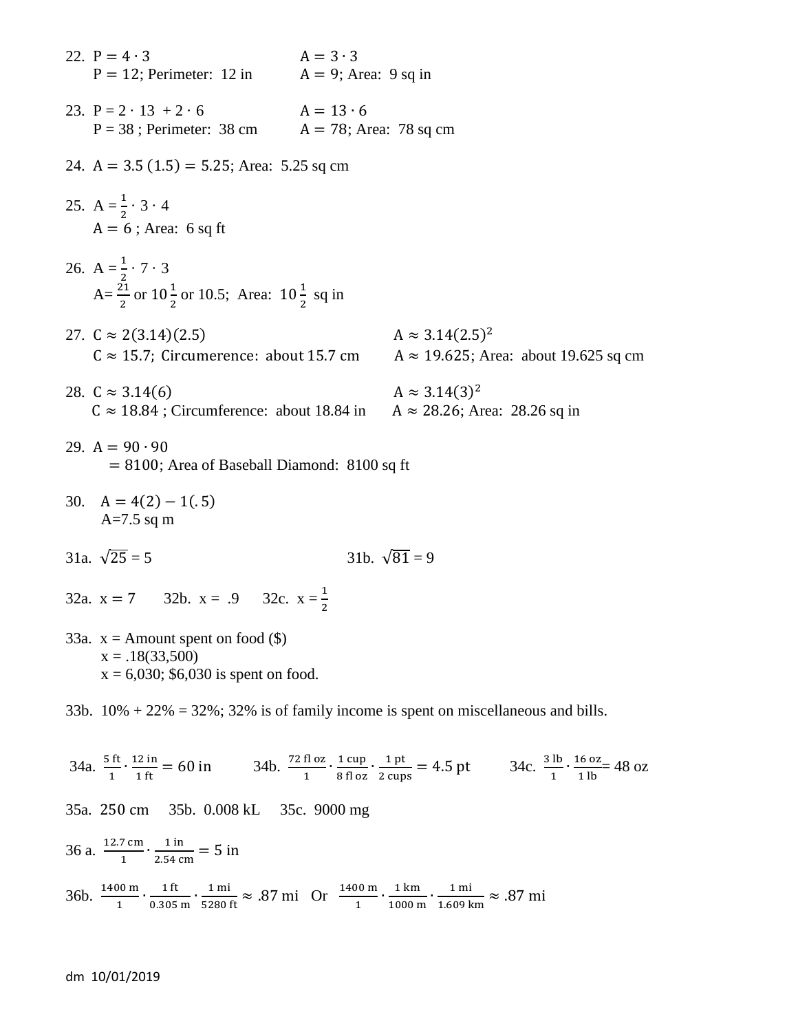22. $P = 4 \cdot 3$ $A = 3 \cdot 3$
$P = 12$; Perimeter: 12 in $A = 9$; Area: 9 sq in

23. $P = 2 \cdot 13 + 2 \cdot 6$ $A = 13 \cdot 6$
$P = 38$ ; Perimeter: 38 cm $A = 78$; Area: 78 sq cm

24. $A = 3.5\,(1.5) = 5.25$; Area: 5.25 sq cm

25. $A = \frac{1}{2} \cdot 3 \cdot 4$
$A = 6$ ; Area: 6 sq ft

26. $A = \frac{1}{2} \cdot 7 \cdot 3$
$A = \frac{21}{2}$ or $10\frac{1}{2}$ or 10.5; Area: $10\frac{1}{2}$ sq in

27. $C \approx 2(3.14)(2.5)$ $A \approx 3.14(2.5)^2$
$C \approx 15.7$; Circumerence: about 15.7 cm $A \approx 19.625$; Area: about 19.625 sq cm

28. $C \approx 3.14(6)$ $A \approx 3.14(3)^2$
$C \approx 18.84$ ; Circumference: about 18.84 in $A \approx 28.26$; Area: 28.26 sq in

29. $A = 90 \cdot 90$
$= 8100$; Area of Baseball Diamond: 8100 sq ft

30. $A = 4(2) - 1(.5)$
A=7.5 sq m

31a. $\sqrt{25} = 5$ 31b. $\sqrt{81} = 9$

32a. $x = 7$ 32b. $x = .9$ 32c. $x = \frac{1}{2}$

33a. x = Amount spent on food ($)
x = .18(33,500)
x = 6,030; $6,030 is spent on food.

33b. 10% + 22% = 32%; 32% is of family income is spent on miscellaneous and bills.

34a. $\frac{5 \text{ ft}}{1} \cdot \frac{12 \text{ in}}{1 \text{ ft}} = 60 \text{ in}$ 34b. $\frac{72 \text{ fl oz}}{1} \cdot \frac{1 \text{ cup}}{8 \text{ fl oz}} \cdot \frac{1 \text{ pt}}{2 \text{ cups}} = 4.5 \text{ pt}$ 34c. $\frac{3 \text{ lb}}{1} \cdot \frac{16 \text{ oz}}{1 \text{ lb}} = 48 \text{ oz}$

35a. 250 cm 35b. 0.008 kL 35c. 9000 mg

36 a. $\frac{12.7 \text{ cm}}{1} \cdot \frac{1 \text{ in}}{2.54 \text{ cm}} = 5 \text{ in}$

36b. $\frac{1400 \text{ m}}{1} \cdot \frac{1 \text{ ft}}{0.305 \text{ m}} \cdot \frac{1 \text{ mi}}{5280 \text{ ft}} \approx .87 \text{ mi}$ Or $\frac{1400 \text{ m}}{1} \cdot \frac{1 \text{ km}}{1000 \text{ m}} \cdot \frac{1 \text{ mi}}{1.609 \text{ km}} \approx .87 \text{ mi}$

dm 10/01/2019